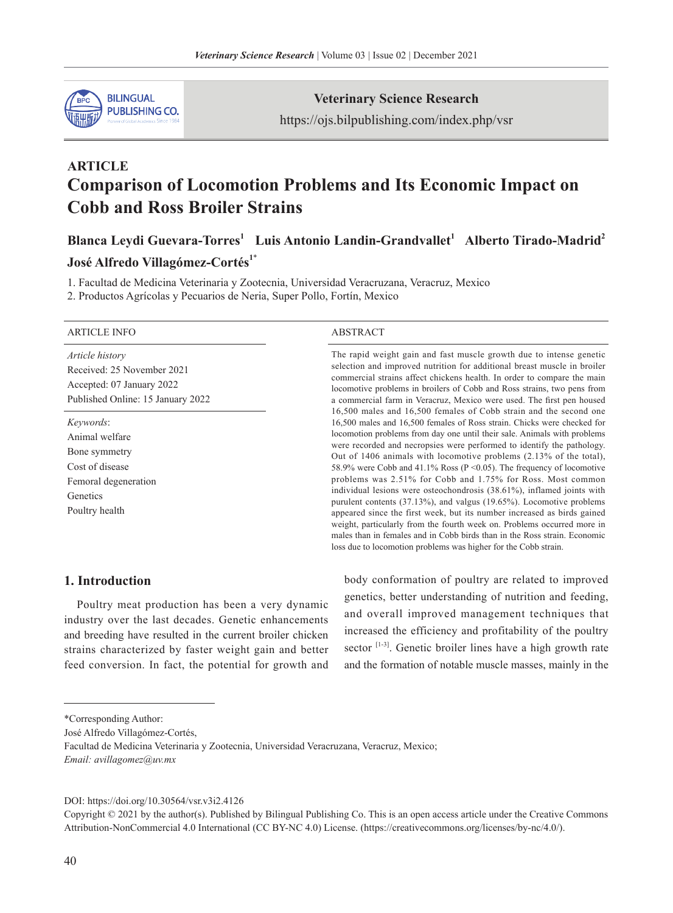**ARTICLE**

# Comparison of Locomotion Problems and Its Economic Impact on Cobb and Ross Broiler Strains

**Blanca Leydi Guevara-Torres[1] Luis Antonio Landin-Grandvallet[1] Alberto Tirado-Madrid[2] José Alfredo Villagómez-Cortés[1*]**

1. Facultad de Medicina Veterinaria y Zootecnia, Universidad Veracruzana, Veracruz, Mexico
2. Productos Agrícolas y Pecuarios de Neria, Super Pollo, Fortín, Mexico

**ARTICLE INFO**

*Article history*
Received: 25 November 2021
Accepted: 07 January 2022
Published Online: 15 January 2022

*Keywords*:
Animal welfare
Bone symmetry
Cost of disease
Femoral degeneration
Genetics
Poultry health

**ABSTRACT**

The rapid weight gain and fast muscle growth due to intense genetic selection and improved nutrition for additional breast muscle in broiler commercial strains affect chickens health. In order to compare the main locomotive problems in broilers of Cobb and Ross strains, two pens from a commercial farm in Veracruz, Mexico were used. The first pen housed 16,500 males and 16,500 females of Cobb strain and the second one 16,500 males and 16,500 females of Ross strain. Chicks were checked for locomotion problems from day one until their sale. Animals with problems were recorded and necropsies were performed to identify the pathology. Out of 1406 animals with locomotive problems (2.13% of the total), 58.9% were Cobb and 41.1% Ross ($P < 0.05$). The frequency of locomotive problems was 2.51% for Cobb and 1.75% for Ross. Most common individual lesions were osteochondrosis (38.61%), inflamed joints with purulent contents (37.13%), and valgus (19.65%). Locomotive problems appeared since the first week, but its number increased as birds gained weight, particularly from the fourth week on. Problems occurred more in males than in females and in Cobb birds than in the Ross strain. Economic loss due to locomotion problems was higher for the Cobb strain.

## 1. Introduction

Poultry meat production has been a very dynamic industry over the last decades. Genetic enhancements and breeding have resulted in the current broiler chicken strains characterized by faster weight gain and better feed conversion. In fact, the potential for growth and body conformation of poultry are related to improved genetics, better understanding of nutrition and feeding, and overall improved management techniques that increased the efficiency and profitability of the poultry sector [1-3]. Genetic broiler lines have a high growth rate and the formation of notable muscle masses, mainly in the

---

*Corresponding Author:
José Alfredo Villagómez-Cortés,
Facultad de Medicina Veterinaria y Zootecnia, Universidad Veracruzana, Veracruz, Mexico;
*Email: avillagomez@uv.mx*

DOI: https://doi.org/10.30564/vsr.v3i2.4126

Copyright © 2021 by the author(s). Published by Bilingual Publishing Co. This is an open access article under the Creative Commons Attribution-NonCommercial 4.0 International (CC BY-NC 4.0) License. (https://creativecommons.org/licenses/by-nc/4.0/).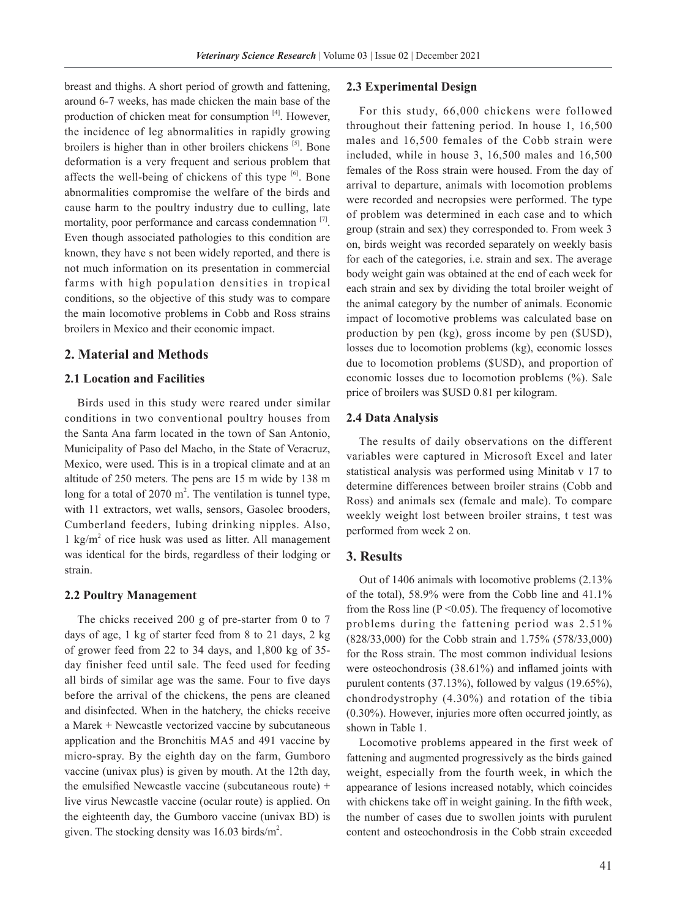breast and thighs. A short period of growth and fattening, around 6-7 weeks, has made chicken the main base of the production of chicken meat for consumption [4]. However, the incidence of leg abnormalities in rapidly growing broilers is higher than in other broilers chickens [5]. Bone deformation is a very frequent and serious problem that affects the well-being of chickens of this type [6]. Bone abnormalities compromise the welfare of the birds and cause harm to the poultry industry due to culling, late mortality, poor performance and carcass condemnation [7]. Even though associated pathologies to this condition are known, they have s not been widely reported, and there is not much information on its presentation in commercial farms with high population densities in tropical conditions, so the objective of this study was to compare the main locomotive problems in Cobb and Ross strains broilers in Mexico and their economic impact.

## 2. Material and Methods

### 2.1 Location and Facilities

Birds used in this study were reared under similar conditions in two conventional poultry houses from the Santa Ana farm located in the town of San Antonio, Municipality of Paso del Macho, in the State of Veracruz, Mexico, were used. This is in a tropical climate and at an altitude of 250 meters. The pens are 15 m wide by 138 m long for a total of 2070 m$^2$. The ventilation is tunnel type, with 11 extractors, wet walls, sensors, Gasolec brooders, Cumberland feeders, lubing drinking nipples. Also, 1 kg/m$^2$ of rice husk was used as litter. All management was identical for the birds, regardless of their lodging or strain.

### 2.2 Poultry Management

The chicks received 200 g of pre-starter from 0 to 7 days of age, 1 kg of starter feed from 8 to 21 days, 2 kg of grower feed from 22 to 34 days, and 1,800 kg of 35-day finisher feed until sale. The feed used for feeding all birds of similar age was the same. Four to five days before the arrival of the chickens, the pens are cleaned and disinfected. When in the hatchery, the chicks receive a Marek + Newcastle vectorized vaccine by subcutaneous application and the Bronchitis MA5 and 491 vaccine by micro-spray. By the eighth day on the farm, Gumboro vaccine (univax plus) is given by mouth. At the 12th day, the emulsified Newcastle vaccine (subcutaneous route) + live virus Newcastle vaccine (ocular route) is applied. On the eighteenth day, the Gumboro vaccine (univax BD) is given. The stocking density was 16.03 birds/m$^2$.

### 2.3 Experimental Design

For this study, 66,000 chickens were followed throughout their fattening period. In house 1, 16,500 males and 16,500 females of the Cobb strain were included, while in house 3, 16,500 males and 16,500 females of the Ross strain were housed. From the day of arrival to departure, animals with locomotion problems were recorded and necropsies were performed. The type of problem was determined in each case and to which group (strain and sex) they corresponded to. From week 3 on, birds weight was recorded separately on weekly basis for each of the categories, i.e. strain and sex. The average body weight gain was obtained at the end of each week for each strain and sex by dividing the total broiler weight of the animal category by the number of animals. Economic impact of locomotive problems was calculated base on production by pen (kg), gross income by pen ($USD), losses due to locomotion problems (kg), economic losses due to locomotion problems ($USD), and proportion of economic losses due to locomotion problems (%). Sale price of broilers was $USD 0.81 per kilogram.

### 2.4 Data Analysis

The results of daily observations on the different variables were captured in Microsoft Excel and later statistical analysis was performed using Minitab v 17 to determine differences between broiler strains (Cobb and Ross) and animals sex (female and male). To compare weekly weight lost between broiler strains, t test was performed from week 2 on.

## 3. Results

Out of 1406 animals with locomotive problems (2.13% of the total), 58.9% were from the Cobb line and 41.1% from the Ross line ($P < 0.05$). The frequency of locomotive problems during the fattening period was 2.51% (828/33,000) for the Cobb strain and 1.75% (578/33,000) for the Ross strain. The most common individual lesions were osteochondrosis (38.61%) and inflamed joints with purulent contents (37.13%), followed by valgus (19.65%), chondrodystrophy (4.30%) and rotation of the tibia (0.30%). However, injuries more often occurred jointly, as shown in Table 1.

Locomotive problems appeared in the first week of fattening and augmented progressively as the birds gained weight, especially from the fourth week, in which the appearance of lesions increased notably, which coincides with chickens take off in weight gaining. In the fifth week, the number of cases due to swollen joints with purulent content and osteochondrosis in the Cobb strain exceeded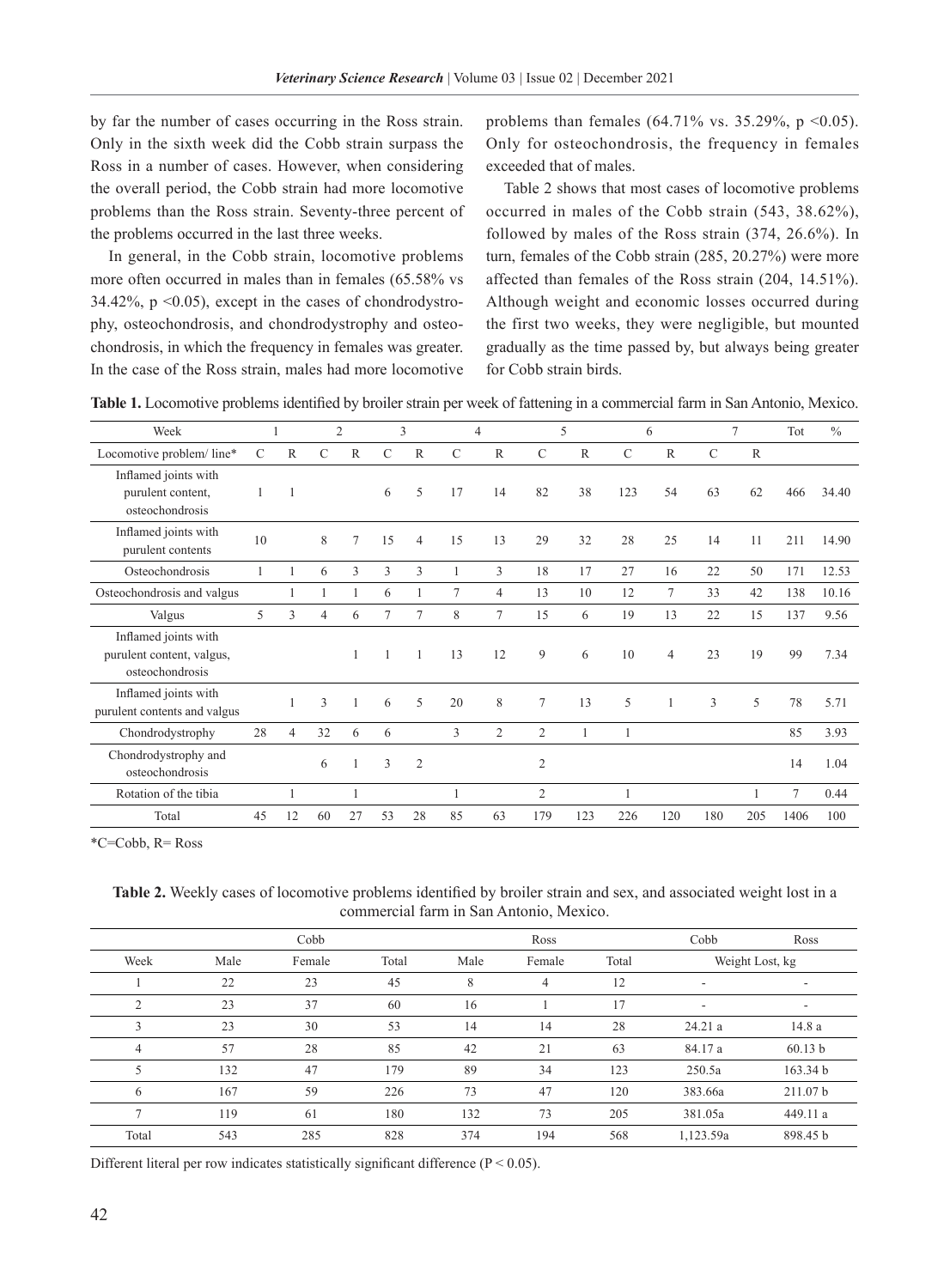by far the number of cases occurring in the Ross strain. Only in the sixth week did the Cobb strain surpass the Ross in a number of cases. However, when considering the overall period, the Cobb strain had more locomotive problems than the Ross strain. Seventy-three percent of the problems occurred in the last three weeks.

In general, in the Cobb strain, locomotive problems more often occurred in males than in females (65.58% vs 34.42%, $p < 0.05$), except in the cases of chondrodystrophy, osteochondrosis, and chondrodystrophy and osteochondrosis, in which the frequency in females was greater. In the case of the Ross strain, males had more locomotive problems than females (64.71% vs. 35.29%, $p < 0.05$). Only for osteochondrosis, the frequency in females exceeded that of males.

Table 2 shows that most cases of locomotive problems occurred in males of the Cobb strain (543, 38.62%), followed by males of the Ross strain (374, 26.6%). In turn, females of the Cobb strain (285, 20.27%) were more affected than females of the Ross strain (204, 14.51%). Although weight and economic losses occurred during the first two weeks, they were negligible, but mounted gradually as the time passed by, but always being greater for Cobb strain birds.

**Table 1.** Locomotive problems identified by broiler strain per week of fattening in a commercial farm in San Antonio, Mexico.

| Week | 1 | | 2 | | 3 | | 4 | | 5 | | 6 | | 7 | | Tot | % |
|---|---|---|---|---|---|---|---|---|---|---|---|---|---|---|---|---|
| Locomotive problem/ line* | C | R | C | R | C | R | C | R | C | R | C | R | C | R | | |
| Inflamed joints with purulent content, osteochondrosis | 1 | 1 | | | 6 | 5 | 17 | 14 | 82 | 38 | 123 | 54 | 63 | 62 | 466 | 34.40 |
| Inflamed joints with purulent contents | 10 | | 8 | 7 | 15 | 4 | 15 | 13 | 29 | 32 | 28 | 25 | 14 | 11 | 211 | 14.90 |
| Osteochondrosis | 1 | 1 | 6 | 3 | 3 | 3 | 1 | 3 | 18 | 17 | 27 | 16 | 22 | 50 | 171 | 12.53 |
| Osteochondrosis and valgus | | 1 | 1 | 1 | 6 | 1 | 7 | 4 | 13 | 10 | 12 | 7 | 33 | 42 | 138 | 10.16 |
| Valgus | 5 | 3 | 4 | 6 | 7 | 7 | 8 | 7 | 15 | 6 | 19 | 13 | 22 | 15 | 137 | 9.56 |
| Inflamed joints with purulent content, valgus, osteochondrosis | | | | 1 | 1 | 1 | 13 | 12 | 9 | 6 | 10 | 4 | 23 | 19 | 99 | 7.34 |
| Inflamed joints with purulent contents and valgus | | 1 | 3 | 1 | 6 | 5 | 20 | 8 | 7 | 13 | 5 | 1 | 3 | 5 | 78 | 5.71 |
| Chondrodystrophy | 28 | 4 | 32 | 6 | 6 | | 3 | 2 | 2 | 1 | 1 | | | | 85 | 3.93 |
| Chondrodystrophy and osteochondrosis | | | 6 | 1 | 3 | 2 | | | 2 | | | | | | 14 | 1.04 |
| Rotation of the tibia | | 1 | | 1 | | | 1 | | 2 | | 1 | | | 1 | 7 | 0.44 |
| Total | 45 | 12 | 60 | 27 | 53 | 28 | 85 | 63 | 179 | 123 | 226 | 120 | 180 | 205 | 1406 | 100 |

*C=Cobb, R= Ross

**Table 2.** Weekly cases of locomotive problems identified by broiler strain and sex, and associated weight lost in a commercial farm in San Antonio, Mexico.

| | Cobb | | | Ross | | | Cobb | Ross |
|---|---|---|---|---|---|---|---|---|
| Week | Male | Female | Total | Male | Female | Total | Weight Lost, kg | |
| 1 | 22 | 23 | 45 | 8 | 4 | 12 | - | - |
| 2 | 23 | 37 | 60 | 16 | 1 | 17 | - | - |
| 3 | 23 | 30 | 53 | 14 | 14 | 28 | 24.21 a | 14.8 a |
| 4 | 57 | 28 | 85 | 42 | 21 | 63 | 84.17 a | 60.13 b |
| 5 | 132 | 47 | 179 | 89 | 34 | 123 | 250.5a | 163.34 b |
| 6 | 167 | 59 | 226 | 73 | 47 | 120 | 383.66a | 211.07 b |
| 7 | 119 | 61 | 180 | 132 | 73 | 205 | 381.05a | 449.11 a |
| Total | 543 | 285 | 828 | 374 | 194 | 568 | 1,123.59a | 898.45 b |

Different literal per row indicates statistically significant difference ($P < 0.05$).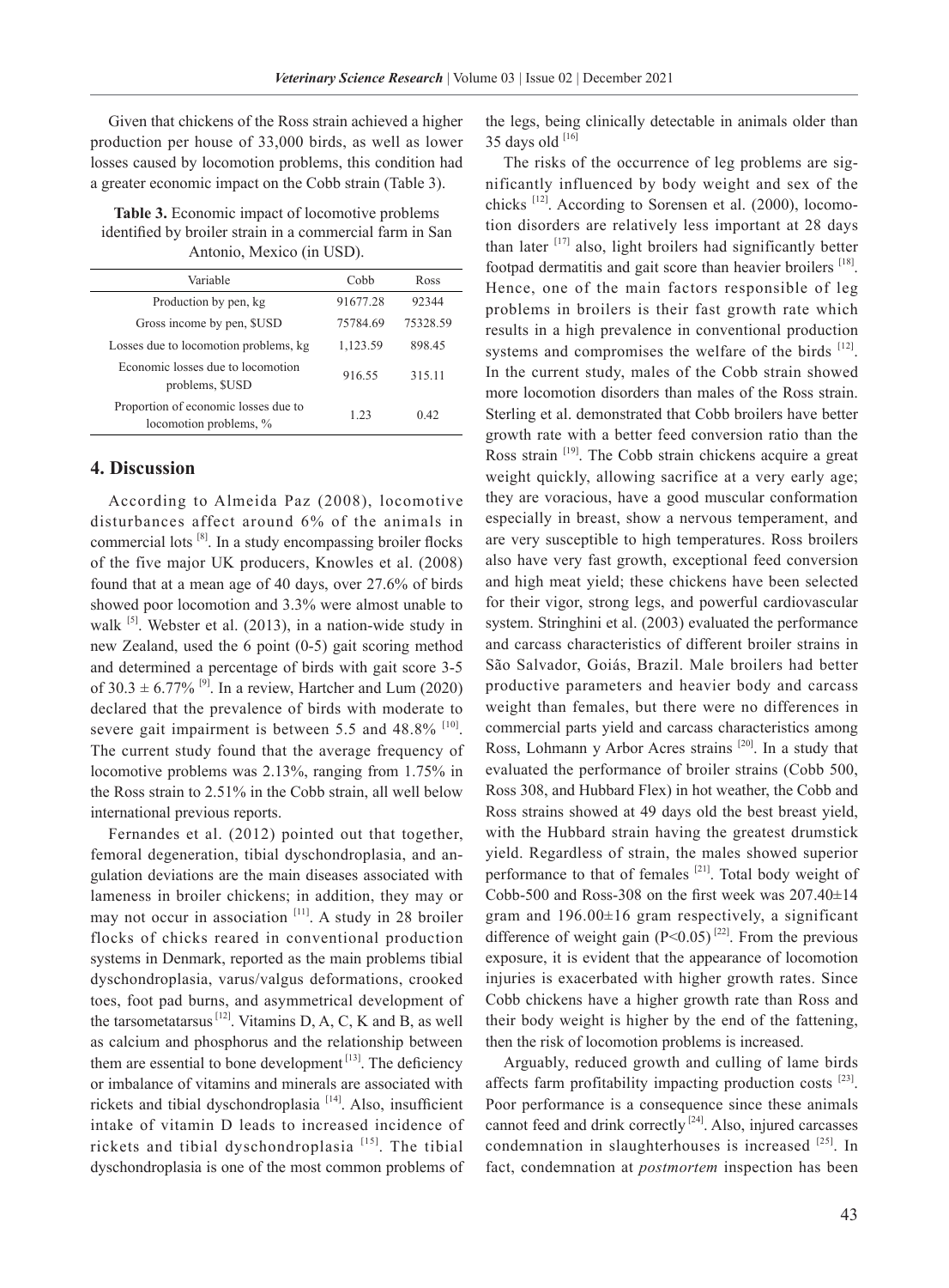Given that chickens of the Ross strain achieved a higher production per house of 33,000 birds, as well as lower losses caused by locomotion problems, this condition had a greater economic impact on the Cobb strain (Table 3).

**Table 3.** Economic impact of locomotive problems identified by broiler strain in a commercial farm in San Antonio, Mexico (in USD).

| Variable | Cobb | Ross |
|---|---|---|
| Production by pen, kg | 91677.28 | 92344 |
| Gross income by pen, $USD | 75784.69 | 75328.59 |
| Losses due to locomotion problems, kg | 1,123.59 | 898.45 |
| Economic losses due to locomotion problems, $USD | 916.55 | 315.11 |
| Proportion of economic losses due to locomotion problems, % | 1.23 | 0.42 |

## 4. Discussion

According to Almeida Paz (2008), locomotive disturbances affect around 6% of the animals in commercial lots [8]. In a study encompassing broiler flocks of the five major UK producers, Knowles et al. (2008) found that at a mean age of 40 days, over 27.6% of birds showed poor locomotion and 3.3% were almost unable to walk [5]. Webster et al. (2013), in a nation-wide study in new Zealand, used the 6 point (0-5) gait scoring method and determined a percentage of birds with gait score 3-5 of 30.3 ± 6.77% [9]. In a review, Hartcher and Lum (2020) declared that the prevalence of birds with moderate to severe gait impairment is between 5.5 and 48.8% [10]. The current study found that the average frequency of locomotive problems was 2.13%, ranging from 1.75% in the Ross strain to 2.51% in the Cobb strain, all well below international previous reports.

Fernandes et al. (2012) pointed out that together, femoral degeneration, tibial dyschondroplasia, and angulation deviations are the main diseases associated with lameness in broiler chickens; in addition, they may or may not occur in association [11]. A study in 28 broiler flocks of chicks reared in conventional production systems in Denmark, reported as the main problems tibial dyschondroplasia, varus/valgus deformations, crooked toes, foot pad burns, and asymmetrical development of the tarsometatarsus [12]. Vitamins D, A, C, K and B, as well as calcium and phosphorus and the relationship between them are essential to bone development [13]. The deficiency or imbalance of vitamins and minerals are associated with rickets and tibial dyschondroplasia [14]. Also, insufficient intake of vitamin D leads to increased incidence of rickets and tibial dyschondroplasia [15]. The tibial dyschondroplasia is one of the most common problems of the legs, being clinically detectable in animals older than 35 days old [16]

The risks of the occurrence of leg problems are significantly influenced by body weight and sex of the chicks [12]. According to Sorensen et al. (2000), locomotion disorders are relatively less important at 28 days than later [17] also, light broilers had significantly better footpad dermatitis and gait score than heavier broilers [18]. Hence, one of the main factors responsible of leg problems in broilers is their fast growth rate which results in a high prevalence in conventional production systems and compromises the welfare of the birds [12]. In the current study, males of the Cobb strain showed more locomotion disorders than males of the Ross strain. Sterling et al. demonstrated that Cobb broilers have better growth rate with a better feed conversion ratio than the Ross strain [19]. The Cobb strain chickens acquire a great weight quickly, allowing sacrifice at a very early age; they are voracious, have a good muscular conformation especially in breast, show a nervous temperament, and are very susceptible to high temperatures. Ross broilers also have very fast growth, exceptional feed conversion and high meat yield; these chickens have been selected for their vigor, strong legs, and powerful cardiovascular system. Stringhini et al. (2003) evaluated the performance and carcass characteristics of different broiler strains in São Salvador, Goiás, Brazil. Male broilers had better productive parameters and heavier body and carcass weight than females, but there were no differences in commercial parts yield and carcass characteristics among Ross, Lohmann y Arbor Acres strains [20]. In a study that evaluated the performance of broiler strains (Cobb 500, Ross 308, and Hubbard Flex) in hot weather, the Cobb and Ross strains showed at 49 days old the best breast yield, with the Hubbard strain having the greatest drumstick yield. Regardless of strain, the males showed superior performance to that of females [21]. Total body weight of Cobb-500 and Ross-308 on the first week was 207.40±14 gram and 196.00±16 gram respectively, a significant difference of weight gain ($P<0.05$) [22]. From the previous exposure, it is evident that the appearance of locomotion injuries is exacerbated with higher growth rates. Since Cobb chickens have a higher growth rate than Ross and their body weight is higher by the end of the fattening, then the risk of locomotion problems is increased.

Arguably, reduced growth and culling of lame birds affects farm profitability impacting production costs [23]. Poor performance is a consequence since these animals cannot feed and drink correctly [24]. Also, injured carcasses condemnation in slaughterhouses is increased [25]. In fact, condemnation at *postmortem* inspection has been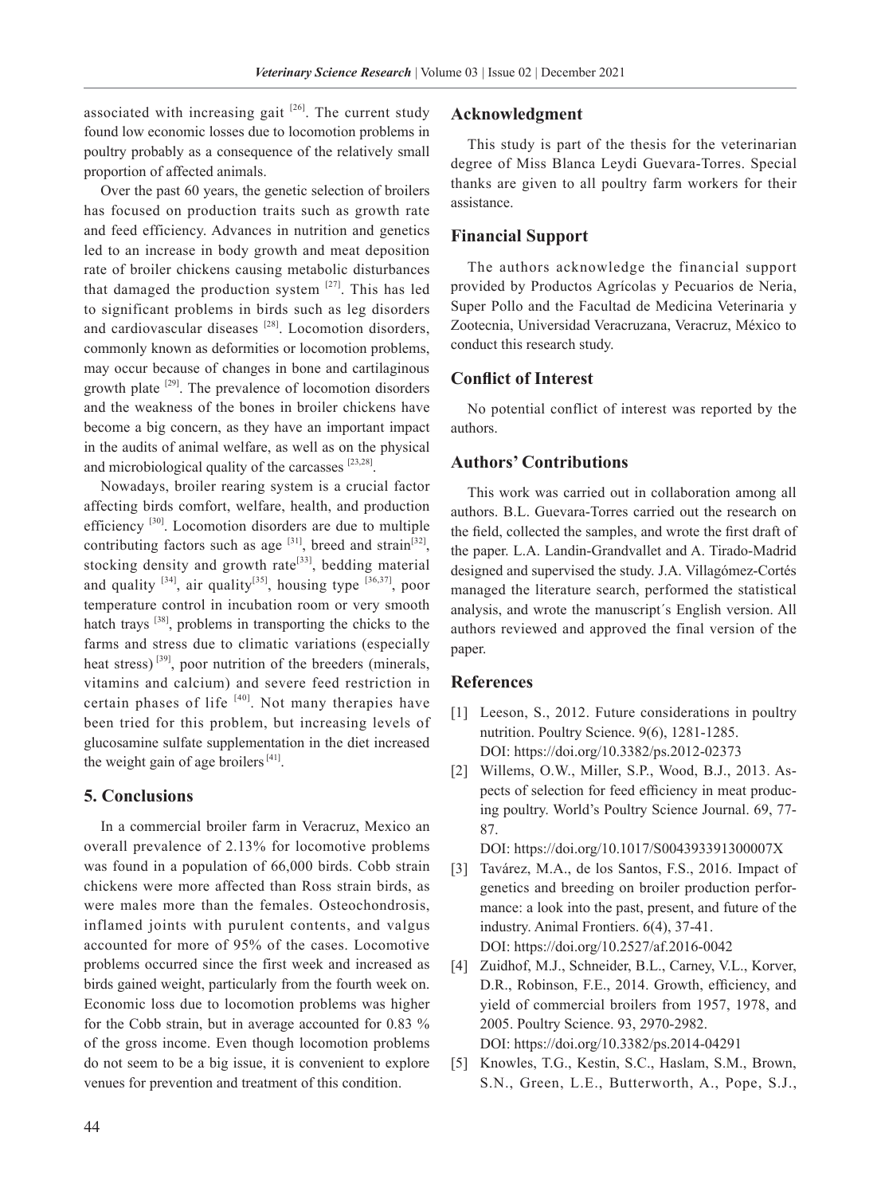associated with increasing gait [26]. The current study found low economic losses due to locomotion problems in poultry probably as a consequence of the relatively small proportion of affected animals.

Over the past 60 years, the genetic selection of broilers has focused on production traits such as growth rate and feed efficiency. Advances in nutrition and genetics led to an increase in body growth and meat deposition rate of broiler chickens causing metabolic disturbances that damaged the production system [27]. This has led to significant problems in birds such as leg disorders and cardiovascular diseases [28]. Locomotion disorders, commonly known as deformities or locomotion problems, may occur because of changes in bone and cartilaginous growth plate [29]. The prevalence of locomotion disorders and the weakness of the bones in broiler chickens have become a big concern, as they have an important impact in the audits of animal welfare, as well as on the physical and microbiological quality of the carcasses [23,28].

Nowadays, broiler rearing system is a crucial factor affecting birds comfort, welfare, health, and production efficiency [30]. Locomotion disorders are due to multiple contributing factors such as age [31], breed and strain[32], stocking density and growth rate[33], bedding material and quality [34], air quality[35], housing type [36,37], poor temperature control in incubation room or very smooth hatch trays [38], problems in transporting the chicks to the farms and stress due to climatic variations (especially heat stress) [39], poor nutrition of the breeders (minerals, vitamins and calcium) and severe feed restriction in certain phases of life [40]. Not many therapies have been tried for this problem, but increasing levels of glucosamine sulfate supplementation in the diet increased the weight gain of age broilers [41].

## 5. Conclusions

In a commercial broiler farm in Veracruz, Mexico an overall prevalence of 2.13% for locomotive problems was found in a population of 66,000 birds. Cobb strain chickens were more affected than Ross strain birds, as were males more than the females. Osteochondrosis, inflamed joints with purulent contents, and valgus accounted for more of 95% of the cases. Locomotive problems occurred since the first week and increased as birds gained weight, particularly from the fourth week on. Economic loss due to locomotion problems was higher for the Cobb strain, but in average accounted for 0.83 % of the gross income. Even though locomotion problems do not seem to be a big issue, it is convenient to explore venues for prevention and treatment of this condition.

## Acknowledgment

This study is part of the thesis for the veterinarian degree of Miss Blanca Leydi Guevara-Torres. Special thanks are given to all poultry farm workers for their assistance.

## Financial Support

The authors acknowledge the financial support provided by Productos Agrícolas y Pecuarios de Neria, Super Pollo and the Facultad de Medicina Veterinaria y Zootecnia, Universidad Veracruzana, Veracruz, México to conduct this research study.

## Conflict of Interest

No potential conflict of interest was reported by the authors.

## Authors' Contributions

This work was carried out in collaboration among all authors. B.L. Guevara-Torres carried out the research on the field, collected the samples, and wrote the first draft of the paper. L.A. Landin-Grandvallet and A. Tirado-Madrid designed and supervised the study. J.A. Villagómez-Cortés managed the literature search, performed the statistical analysis, and wrote the manuscript´s English version. All authors reviewed and approved the final version of the paper.

## References

[1] Leeson, S., 2012. Future considerations in poultry nutrition. Poultry Science. 9(6), 1281-1285. DOI: https://doi.org/10.3382/ps.2012-02373

[2] Willems, O.W., Miller, S.P., Wood, B.J., 2013. Aspects of selection for feed efficiency in meat producing poultry. World's Poultry Science Journal. 69, 77-87. DOI: https://doi.org/10.1017/S004393391300007X

[3] Tavárez, M.A., de los Santos, F.S., 2016. Impact of genetics and breeding on broiler production performance: a look into the past, present, and future of the industry. Animal Frontiers. 6(4), 37-41. DOI: https://doi.org/10.2527/af.2016-0042

[4] Zuidhof, M.J., Schneider, B.L., Carney, V.L., Korver, D.R., Robinson, F.E., 2014. Growth, efficiency, and yield of commercial broilers from 1957, 1978, and 2005. Poultry Science. 93, 2970-2982. DOI: https://doi.org/10.3382/ps.2014-04291

[5] Knowles, T.G., Kestin, S.C., Haslam, S.M., Brown, S.N., Green, L.E., Butterworth, A., Pope, S.J.,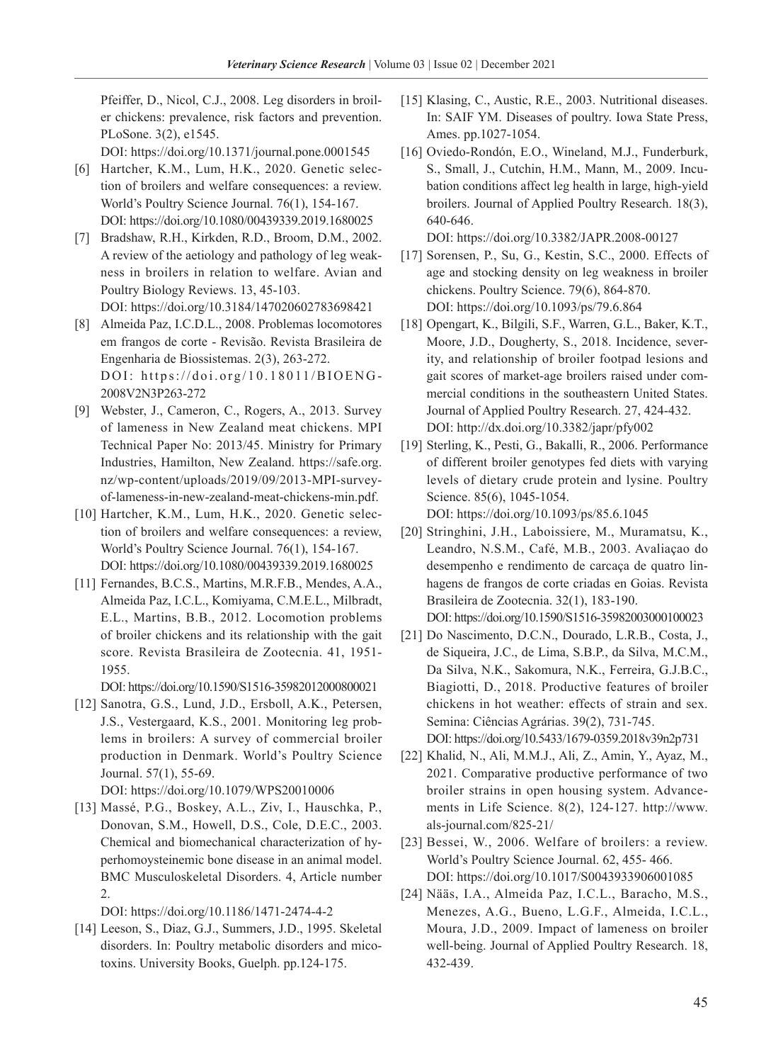Pfeiffer, D., Nicol, C.J., 2008. Leg disorders in broiler chickens: prevalence, risk factors and prevention. PLoSone. 3(2), e1545.
DOI: https://doi.org/10.1371/journal.pone.0001545

[6] Hartcher, K.M., Lum, H.K., 2020. Genetic selection of broilers and welfare consequences: a review. World's Poultry Science Journal. 76(1), 154-167.
DOI: https://doi.org/10.1080/00439339.2019.1680025

[7] Bradshaw, R.H., Kirkden, R.D., Broom, D.M., 2002. A review of the aetiology and pathology of leg weakness in broilers in relation to welfare. Avian and Poultry Biology Reviews. 13, 45-103.
DOI: https://doi.org/10.3184/147020602783698421

[8] Almeida Paz, I.C.D.L., 2008. Problemas locomotores em frangos de corte - Revisão. Revista Brasileira de Engenharia de Biossistemas. 2(3), 263-272.
DOI: https://doi.org/10.18011/BIOENG-2008V2N3P263-272

[9] Webster, J., Cameron, C., Rogers, A., 2013. Survey of lameness in New Zealand meat chickens. MPI Technical Paper No: 2013/45. Ministry for Primary Industries, Hamilton, New Zealand. https://safe.org.nz/wp-content/uploads/2019/09/2013-MPI-survey-of-lameness-in-new-zealand-meat-chickens-min.pdf.

[10] Hartcher, K.M., Lum, H.K., 2020. Genetic selection of broilers and welfare consequences: a review, World's Poultry Science Journal. 76(1), 154-167.
DOI: https://doi.org/10.1080/00439339.2019.1680025

[11] Fernandes, B.C.S., Martins, M.R.F.B., Mendes, A.A., Almeida Paz, I.C.L., Komiyama, C.M.E.L., Milbradt, E.L., Martins, B.B., 2012. Locomotion problems of broiler chickens and its relationship with the gait score. Revista Brasileira de Zootecnia. 41, 1951-1955.
DOI: https://doi.org/10.1590/S1516-35982012000800021

[12] Sanotra, G.S., Lund, J.D., Ersboll, A.K., Petersen, J.S., Vestergaard, K.S., 2001. Monitoring leg problems in broilers: A survey of commercial broiler production in Denmark. World's Poultry Science Journal. 57(1), 55-69.
DOI: https://doi.org/10.1079/WPS20010006

[13] Massé, P.G., Boskey, A.L., Ziv, I., Hauschka, P., Donovan, S.M., Howell, D.S., Cole, D.E.C., 2003. Chemical and biomechanical characterization of hyperhomoysteinemic bone disease in an animal model. BMC Musculoskeletal Disorders. 4, Article number 2.
DOI: https://doi.org/10.1186/1471-2474-4-2

[14] Leeson, S., Diaz, G.J., Summers, J.D., 1995. Skeletal disorders. In: Poultry metabolic disorders and micotoxins. University Books, Guelph. pp.124-175.

[15] Klasing, C., Austic, R.E., 2003. Nutritional diseases. In: SAIF YM. Diseases of poultry. Iowa State Press, Ames. pp.1027-1054.

[16] Oviedo-Rondón, E.O., Wineland, M.J., Funderburk, S., Small, J., Cutchin, H.M., Mann, M., 2009. Incubation conditions affect leg health in large, high-yield broilers. Journal of Applied Poultry Research. 18(3), 640-646.
DOI: https://doi.org/10.3382/JAPR.2008-00127

[17] Sorensen, P., Su, G., Kestin, S.C., 2000. Effects of age and stocking density on leg weakness in broiler chickens. Poultry Science. 79(6), 864-870.
DOI: https://doi.org/10.1093/ps/79.6.864

[18] Opengart, K., Bilgili, S.F., Warren, G.L., Baker, K.T., Moore, J.D., Dougherty, S., 2018. Incidence, severity, and relationship of broiler footpad lesions and gait scores of market-age broilers raised under commercial conditions in the southeastern United States. Journal of Applied Poultry Research. 27, 424-432.
DOI: http://dx.doi.org/10.3382/japr/pfy002

[19] Sterling, K., Pesti, G., Bakalli, R., 2006. Performance of different broiler genotypes fed diets with varying levels of dietary crude protein and lysine. Poultry Science. 85(6), 1045-1054.
DOI: https://doi.org/10.1093/ps/85.6.1045

[20] Stringhini, J.H., Laboissiere, M., Muramatsu, K., Leandro, N.S.M., Café, M.B., 2003. Avaliaçao do desempenho e rendimento de carcaça de quatro linhagens de frangos de corte criadas en Goias. Revista Brasileira de Zootecnia. 32(1), 183-190.
DOI: https://doi.org/10.1590/S1516-35982003000100023

[21] Do Nascimento, D.C.N., Dourado, L.R.B., Costa, J., de Siqueira, J.C., de Lima, S.B.P., da Silva, M.C.M., Da Silva, N.K., Sakomura, N.K., Ferreira, G.J.B.C., Biagiotti, D., 2018. Productive features of broiler chickens in hot weather: effects of strain and sex. Semina: Ciências Agrárias. 39(2), 731-745.
DOI: https://doi.org/10.5433/1679-0359.2018v39n2p731

[22] Khalid, N., Ali, M.M.J., Ali, Z., Amin, Y., Ayaz, M., 2021. Comparative productive performance of two broiler strains in open housing system. Advancements in Life Science. 8(2), 124-127. http://www.als-journal.com/825-21/

[23] Bessei, W., 2006. Welfare of broilers: a review. World's Poultry Science Journal. 62, 455- 466.
DOI: https://doi.org/10.1017/S0043933906001085

[24] Nääs, I.A., Almeida Paz, I.C.L., Baracho, M.S., Menezes, A.G., Bueno, L.G.F., Almeida, I.C.L., Moura, J.D., 2009. Impact of lameness on broiler well-being. Journal of Applied Poultry Research. 18, 432-439.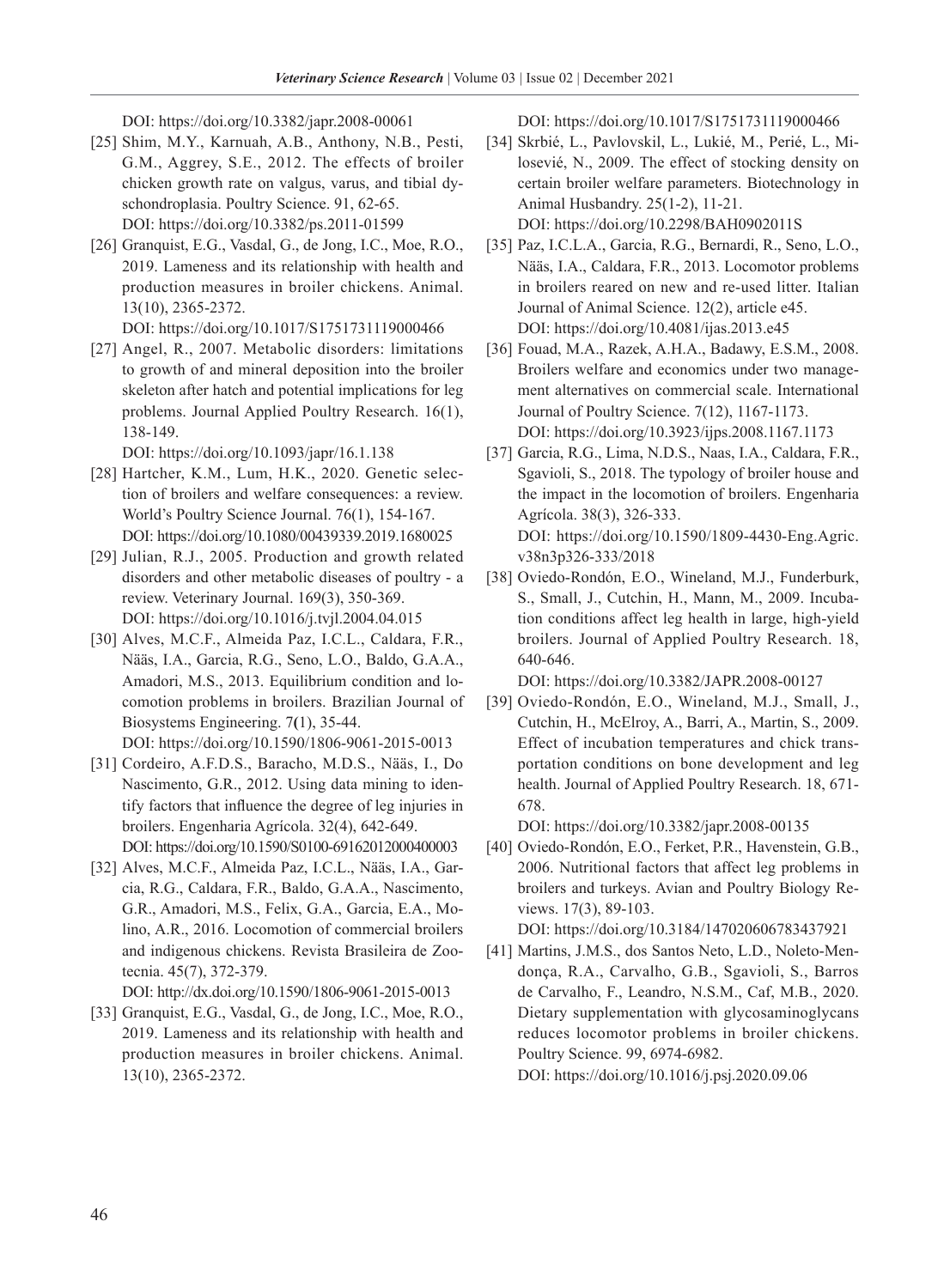DOI: https://doi.org/10.3382/japr.2008-00061

[25] Shim, M.Y., Karnuah, A.B., Anthony, N.B., Pesti, G.M., Aggrey, S.E., 2012. The effects of broiler chicken growth rate on valgus, varus, and tibial dyschondroplasia. Poultry Science. 91, 62-65.
DOI: https://doi.org/10.3382/ps.2011-01599

[26] Granquist, E.G., Vasdal, G., de Jong, I.C., Moe, R.O., 2019. Lameness and its relationship with health and production measures in broiler chickens. Animal. 13(10), 2365-2372.
DOI: https://doi.org/10.1017/S1751731119000466

[27] Angel, R., 2007. Metabolic disorders: limitations to growth of and mineral deposition into the broiler skeleton after hatch and potential implications for leg problems. Journal Applied Poultry Research. 16(1), 138-149.
DOI: https://doi.org/10.1093/japr/16.1.138

[28] Hartcher, K.M., Lum, H.K., 2020. Genetic selection of broilers and welfare consequences: a review. World's Poultry Science Journal. 76(1), 154-167.
DOI: https://doi.org/10.1080/00439339.2019.1680025

[29] Julian, R.J., 2005. Production and growth related disorders and other metabolic diseases of poultry - a review. Veterinary Journal. 169(3), 350-369.
DOI: https://doi.org/10.1016/j.tvjl.2004.04.015

[30] Alves, M.C.F., Almeida Paz, I.C.L., Caldara, F.R., Nääs, I.A., Garcia, R.G., Seno, L.O., Baldo, G.A.A., Amadori, M.S., 2013. Equilibrium condition and locomotion problems in broilers. Brazilian Journal of Biosystems Engineering. 7(1), 35-44.
DOI: https://doi.org/10.1590/1806-9061-2015-0013

[31] Cordeiro, A.F.D.S., Baracho, M.D.S., Nääs, I., Do Nascimento, G.R., 2012. Using data mining to identify factors that influence the degree of leg injuries in broilers. Engenharia Agrícola. 32(4), 642-649.
DOI: https://doi.org/10.1590/S0100-69162012000400003

[32] Alves, M.C.F., Almeida Paz, I.C.L., Nääs, I.A., Garcia, R.G., Caldara, F.R., Baldo, G.A.A., Nascimento, G.R., Amadori, M.S., Felix, G.A., Garcia, E.A., Molino, A.R., 2016. Locomotion of commercial broilers and indigenous chickens. Revista Brasileira de Zootecnia. 45(7), 372-379.
DOI: http://dx.doi.org/10.1590/1806-9061-2015-0013

[33] Granquist, E.G., Vasdal, G., de Jong, I.C., Moe, R.O., 2019. Lameness and its relationship with health and production measures in broiler chickens. Animal. 13(10), 2365-2372.
DOI: https://doi.org/10.1017/S1751731119000466

[34] Skrbié, L., Pavlovskil, L., Lukié, M., Perié, L., Milosevié, N., 2009. The effect of stocking density on certain broiler welfare parameters. Biotechnology in Animal Husbandry. 25(1-2), 11-21.
DOI: https://doi.org/10.2298/BAH0902011S

[35] Paz, I.C.L.A., Garcia, R.G., Bernardi, R., Seno, L.O., Nääs, I.A., Caldara, F.R., 2013. Locomotor problems in broilers reared on new and re-used litter. Italian Journal of Animal Science. 12(2), article e45.
DOI: https://doi.org/10.4081/ijas.2013.e45

[36] Fouad, M.A., Razek, A.H.A., Badawy, E.S.M., 2008. Broilers welfare and economics under two management alternatives on commercial scale. International Journal of Poultry Science. 7(12), 1167-1173.
DOI: https://doi.org/10.3923/ijps.2008.1167.1173

[37] Garcia, R.G., Lima, N.D.S., Naas, I.A., Caldara, F.R., Sgavioli, S., 2018. The typology of broiler house and the impact in the locomotion of broilers. Engenharia Agrícola. 38(3), 326-333.
DOI: https://doi.org/10.1590/1809-4430-Eng.Agric.v38n3p326-333/2018

[38] Oviedo-Rondón, E.O., Wineland, M.J., Funderburk, S., Small, J., Cutchin, H., Mann, M., 2009. Incubation conditions affect leg health in large, high-yield broilers. Journal of Applied Poultry Research. 18, 640-646.
DOI: https://doi.org/10.3382/JAPR.2008-00127

[39] Oviedo-Rondón, E.O., Wineland, M.J., Small, J., Cutchin, H., McElroy, A., Barri, A., Martin, S., 2009. Effect of incubation temperatures and chick transportation conditions on bone development and leg health. Journal of Applied Poultry Research. 18, 671-678.
DOI: https://doi.org/10.3382/japr.2008-00135

[40] Oviedo-Rondón, E.O., Ferket, P.R., Havenstein, G.B., 2006. Nutritional factors that affect leg problems in broilers and turkeys. Avian and Poultry Biology Reviews. 17(3), 89-103.
DOI: https://doi.org/10.3184/147020606783437921

[41] Martins, J.M.S., dos Santos Neto, L.D., Noleto-Mendonça, R.A., Carvalho, G.B., Sgavioli, S., Barros de Carvalho, F., Leandro, N.S.M., Caf, M.B., 2020. Dietary supplementation with glycosaminoglycans reduces locomotor problems in broiler chickens. Poultry Science. 99, 6974-6982.
DOI: https://doi.org/10.1016/j.psj.2020.09.06